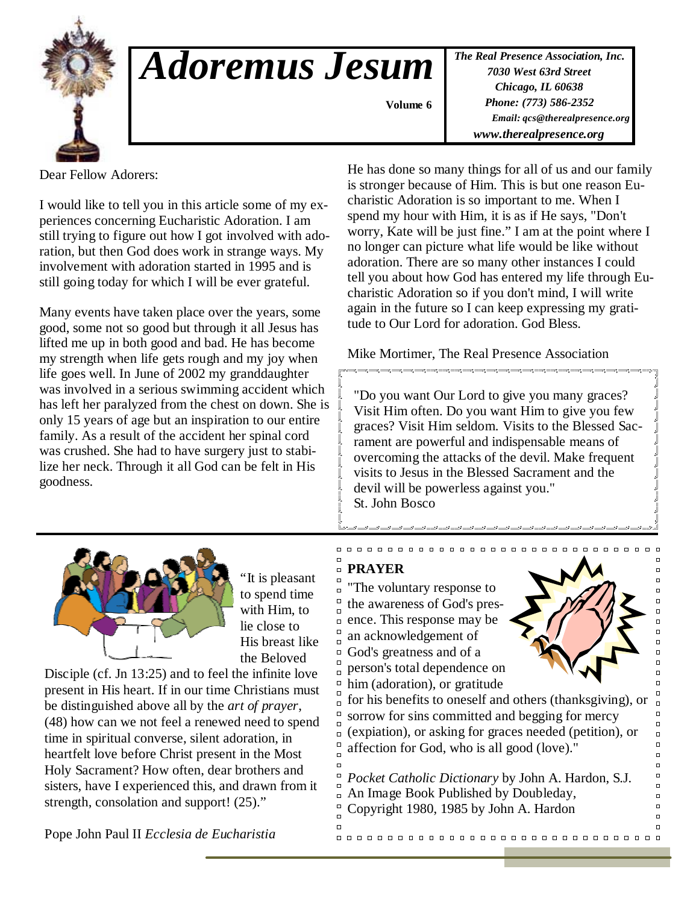# *Adoremus Jesum*

**Volume 6**

***The Real Presence Association, Inc.***
***7030 West 63rd Street***
***Chicago, IL 60638***
***Phone: (773) 586-2352***
***Email: qcs@therealpresence.org***
***www.therealpresence.org***

Dear Fellow Adorers:

I would like to tell you in this article some of my experiences concerning Eucharistic Adoration. I am still trying to figure out how I got involved with adoration, but then God does work in strange ways. My involvement with adoration started in 1995 and is still going today for which I will be ever grateful.

Many events have taken place over the years, some good, some not so good but through it all Jesus has lifted me up in both good and bad. He has become my strength when life gets rough and my joy when life goes well. In June of 2002 my granddaughter was involved in a serious swimming accident which has left her paralyzed from the chest on down. She is only 15 years of age but an inspiration to our entire family. As a result of the accident her spinal cord was crushed. She had to have surgery just to stabilize her neck. Through it all God can be felt in His goodness.

He has done so many things for all of us and our family is stronger because of Him. This is but one reason Eucharistic Adoration is so important to me. When I spend my hour with Him, it is as if He says, "Don't worry, Kate will be just fine." I am at the point where I no longer can picture what life would be like without adoration. There are so many other instances I could tell you about how God has entered my life through Eucharistic Adoration so if you don't mind, I will write again in the future so I can keep expressing my gratitude to Our Lord for adoration. God Bless.

Mike Mortimer, The Real Presence Association

> "Do you want Our Lord to give you many graces? Visit Him often. Do you want Him to give you few graces? Visit Him seldom. Visits to the Blessed Sacrament are powerful and indispensable means of overcoming the attacks of the devil. Make frequent visits to Jesus in the Blessed Sacrament and the devil will be powerless against you."
> St. John Bosco

---

"It is pleasant to spend time with Him, to lie close to His breast like the Beloved Disciple (cf. Jn 13:25) and to feel the infinite love present in His heart. If in our time Christians must be distinguished above all by the *art of prayer*, (48) how can we not feel a renewed need to spend time in spiritual converse, silent adoration, in heartfelt love before Christ present in the Most Holy Sacrament? How often, dear brothers and sisters, have I experienced this, and drawn from it strength, consolation and support! (25)."

Pope John Paul II *Ecclesia de Eucharistia*

## PRAYER

"The voluntary response to the awareness of God's presence. This response may be an acknowledgement of God's greatness and of a person's total dependence on him (adoration), or gratitude for his benefits to oneself and others (thanksgiving), or sorrow for sins committed and begging for mercy (expiation), or asking for graces needed (petition), or affection for God, who is all good (love)."

*Pocket Catholic Dictionary* by John A. Hardon, S.J.
An Image Book Published by Doubleday,
Copyright 1980, 1985 by John A. Hardon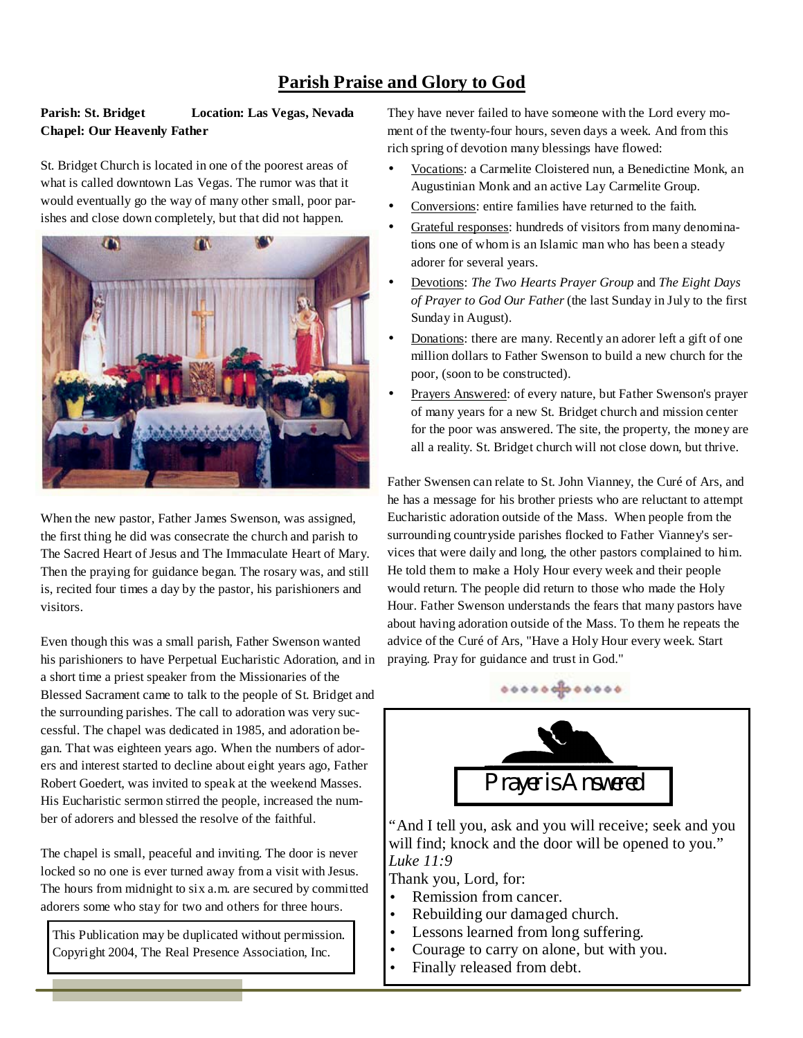# Parish Praise and Glory to God

**Parish: St. Bridget** **Location: Las Vegas, Nevada**
**Chapel: Our Heavenly Father**

St. Bridget Church is located in one of the poorest areas of what is called downtown Las Vegas. The rumor was that it would eventually go the way of many other small, poor parishes and close down completely, but that did not happen.

When the new pastor, Father James Swenson, was assigned, the first thing he did was consecrate the church and parish to The Sacred Heart of Jesus and The Immaculate Heart of Mary. Then the praying for guidance began. The rosary was, and still is, recited four times a day by the pastor, his parishioners and visitors.

Even though this was a small parish, Father Swenson wanted his parishioners to have Perpetual Eucharistic Adoration, and in a short time a priest speaker from the Missionaries of the Blessed Sacrament came to talk to the people of St. Bridget and the surrounding parishes. The call to adoration was very successful. The chapel was dedicated in 1985, and adoration began. That was eighteen years ago. When the numbers of adorers and interest started to decline about eight years ago, Father Robert Goedert, was invited to speak at the weekend Masses. His Eucharistic sermon stirred the people, increased the number of adorers and blessed the resolve of the faithful.

The chapel is small, peaceful and inviting. The door is never locked so no one is ever turned away from a visit with Jesus. The hours from midnight to six a.m. are secured by committed adorers some who stay for two and others for three hours.

This Publication may be duplicated without permission. Copyright 2004, The Real Presence Association, Inc.

They have never failed to have someone with the Lord every moment of the twenty-four hours, seven days a week. And from this rich spring of devotion many blessings have flowed:

- Vocations: a Carmelite Cloistered nun, a Benedictine Monk, an Augustinian Monk and an active Lay Carmelite Group.
- Conversions: entire families have returned to the faith.
- Grateful responses: hundreds of visitors from many denominations one of whom is an Islamic man who has been a steady adorer for several years.
- Devotions: *The Two Hearts Prayer Group* and *The Eight Days of Prayer to God Our Father* (the last Sunday in July to the first Sunday in August).
- Donations: there are many. Recently an adorer left a gift of one million dollars to Father Swenson to build a new church for the poor, (soon to be constructed).
- Prayers Answered: of every nature, but Father Swenson's prayer of many years for a new St. Bridget church and mission center for the poor was answered. The site, the property, the money are all a reality. St. Bridget church will not close down, but thrive.

Father Swensen can relate to St. John Vianney, the Curé of Ars, and he has a message for his brother priests who are reluctant to attempt Eucharistic adoration outside of the Mass. When people from the surrounding countryside parishes flocked to Father Vianney's services that were daily and long, the other pastors complained to him. He told them to make a Holy Hour every week and their people would return. The people did return to those who made the Holy Hour. Father Swenson understands the fears that many pastors have about having adoration outside of the Mass. To them he repeats the advice of the Curé of Ars, "Have a Holy Hour every week. Start praying. Pray for guidance and trust in God."

## Prayer is Answered

"And I tell you, ask and you will receive; seek and you will find; knock and the door will be opened to you." *Luke 11:9*

Thank you, Lord, for:

- Remission from cancer.
- Rebuilding our damaged church.
- Lessons learned from long suffering.
- Courage to carry on alone, but with you.
- Finally released from debt.